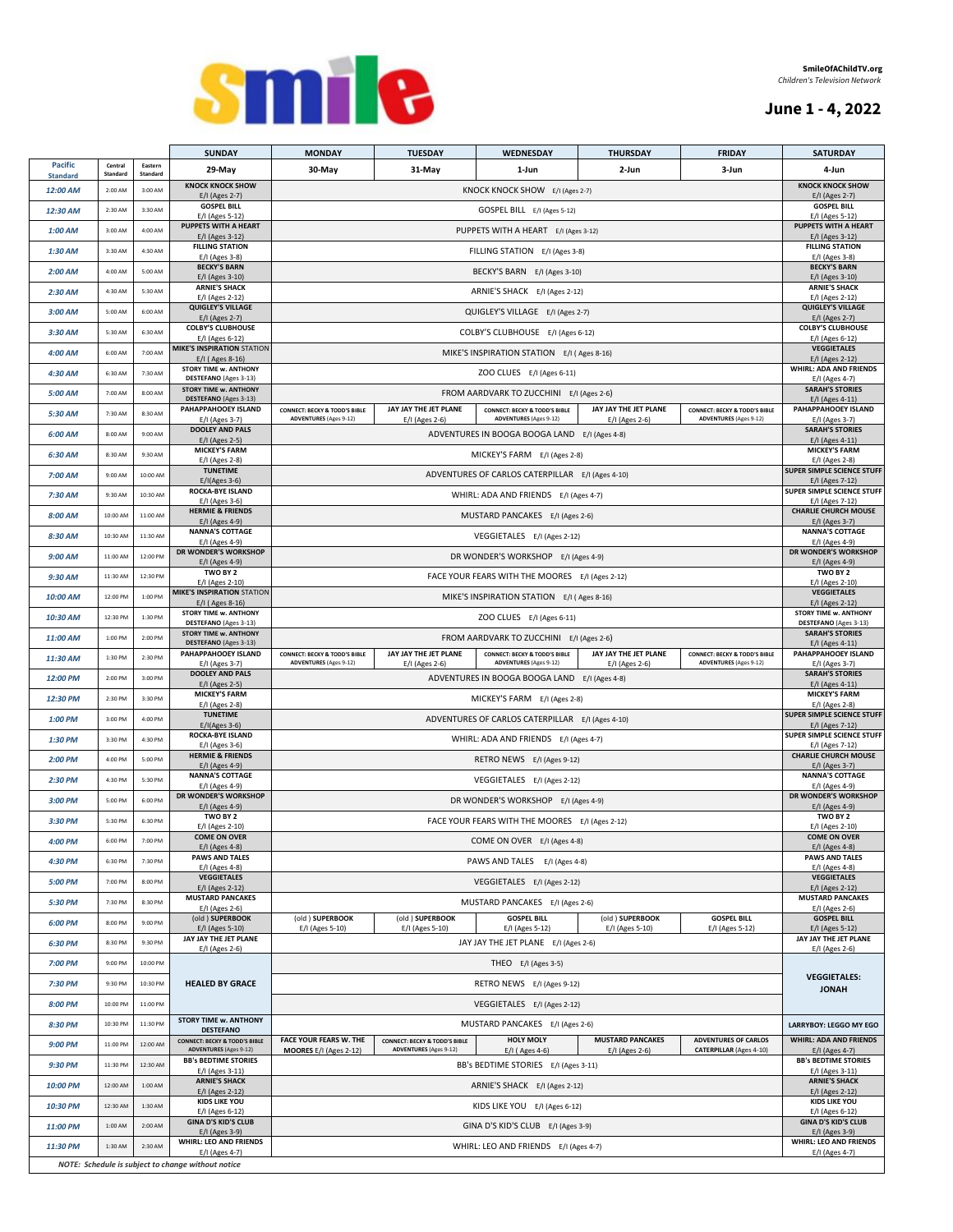smile

**SmileOfAChildTV.org**
*Children's Television Network*

## June 1 - 4, 2022

| Pacific Standard | Central Standard | Eastern Standard | SUNDAY 29-May | MONDAY 30-May | TUESDAY 31-May | WEDNESDAY 1-Jun | THURSDAY 2-Jun | FRIDAY 3-Jun | SATURDAY 4-Jun |
|---|---|---|---|---|---|---|---|---|---|
| 12:00 AM | 2:00 AM | 3:00 AM | KNOCK KNOCK SHOW E/I (Ages 2-7) | KNOCK KNOCK SHOW E/I (Ages 2-7) | | | | | KNOCK KNOCK SHOW E/I (Ages 2-7) |
| 12:30 AM | 2:30 AM | 3:30 AM | GOSPEL BILL E/I (Ages 5-12) | GOSPEL BILL E/I (Ages 5-12) | | | | | GOSPEL BILL E/I (Ages 5-12) |
| 1:00 AM | 3:00 AM | 4:00 AM | PUPPETS WITH A HEART E/I (Ages 3-12) | PUPPETS WITH A HEART E/I (Ages 3-12) | | | | | PUPPETS WITH A HEART E/I (Ages 3-12) |
| 1:30 AM | 3:30 AM | 4:30 AM | FILLING STATION E/I (Ages 3-8) | FILLING STATION E/I (Ages 3-8) | | | | | FILLING STATION E/I (Ages 3-8) |
| 2:00 AM | 4:00 AM | 5:00 AM | BECKY'S BARN E/I (Ages 3-10) | BECKY'S BARN E/I (Ages 3-10) | | | | | BECKY'S BARN E/I (Ages 3-10) |
| 2:30 AM | 4:30 AM | 5:30 AM | ARNIE'S SHACK E/I (Ages 2-12) | ARNIE'S SHACK E/I (Ages 2-12) | | | | | ARNIE'S SHACK E/I (Ages 2-12) |
| 3:00 AM | 5:00 AM | 6:00 AM | QUIGLEY'S VILLAGE E/I (Ages 2-7) | QUIGLEY'S VILLAGE E/I (Ages 2-7) | | | | | QUIGLEY'S VILLAGE E/I (Ages 2-7) |
| 3:30 AM | 5:30 AM | 6:30 AM | COLBY'S CLUBHOUSE E/I (Ages 6-12) | COLBY'S CLUBHOUSE E/I (Ages 6-12) | | | | | COLBY'S CLUBHOUSE E/I (Ages 6-12) |
| 4:00 AM | 6:00 AM | 7:00 AM | MIKE'S INSPIRATION STATION E/I ( Ages 8-16) | MIKE'S INSPIRATION STATION E/I ( Ages 8-16) | | | | | VEGGIETALES E/I (Ages 2-12) |
| 4:30 AM | 6:30 AM | 7:30 AM | STORY TIME w. ANTHONY DESTEFANO (Ages 3-13) | ZOO CLUES E/I (Ages 6-11) | | | | | WHIRL: ADA AND FRIENDS E/I (Ages 4-7) |
| 5:00 AM | 7:00 AM | 8:00 AM | STORY TIME w. ANTHONY DESTEFANO (Ages 3-13) | FROM AARDVARK TO ZUCCHINI E/I (Ages 2-6) | | | | | SARAH'S STORIES E/I (Ages 4-11) |
| 5:30 AM | 7:30 AM | 8:30 AM | PAHAPPAHOOEY ISLAND E/I (Ages 3-7) | CONNECT: BECKY & TODD'S BIBLE ADVENTURES (Ages 9-12) | JAY JAY THE JET PLANE E/I (Ages 2-6) | CONNECT: BECKY & TODD'S BIBLE ADVENTURES (Ages 9-12) | JAY JAY THE JET PLANE E/I (Ages 2-6) | CONNECT: BECKY & TODD'S BIBLE ADVENTURES (Ages 9-12) | PAHAPPAHOOEY ISLAND E/I (Ages 3-7) |
| 6:00 AM | 8:00 AM | 9:00 AM | DOOLEY AND PALS E/I (Ages 2-5) | ADVENTURES IN BOOGA BOOGA LAND E/I (Ages 4-8) | | | | | SARAH'S STORIES E/I (Ages 4-11) |
| 6:30 AM | 8:30 AM | 9:30 AM | MICKEY'S FARM E/I (Ages 2-8) | MICKEY'S FARM E/I (Ages 2-8) | | | | | MICKEY'S FARM E/I (Ages 2-8) |
| 7:00 AM | 9:00 AM | 10:00 AM | TUNETIME E/I(Ages 3-6) | ADVENTURES OF CARLOS CATERPILLAR E/I (Ages 4-10) | | | | | SUPER SIMPLE SCIENCE STUFF E/I (Ages 7-12) |
| 7:30 AM | 9:30 AM | 10:30 AM | ROCKA-BYE ISLAND E/I (Ages 3-6) | WHIRL: ADA AND FRIENDS E/I (Ages 4-7) | | | | | SUPER SIMPLE SCIENCE STUFF E/I (Ages 7-12) |
| 8:00 AM | 10:00 AM | 11:00 AM | HERMIE & FRIENDS E/I (Ages 4-9) | MUSTARD PANCAKES E/I (Ages 2-6) | | | | | CHARLIE CHURCH MOUSE E/I (Ages 3-7) |
| 8:30 AM | 10:30 AM | 11:30 AM | NANNA'S COTTAGE E/I (Ages 4-9) | VEGGIETALES E/I (Ages 2-12) | | | | | NANNA'S COTTAGE E/I (Ages 4-9) |
| 9:00 AM | 11:00 AM | 12:00 PM | DR WONDER'S WORKSHOP E/I (Ages 4-9) | DR WONDER'S WORKSHOP E/I (Ages 4-9) | | | | | DR WONDER'S WORKSHOP E/I (Ages 4-9) |
| 9:30 AM | 11:30 AM | 12:30 PM | TWO BY 2 E/I (Ages 2-10) | FACE YOUR FEARS WITH THE MOORES E/I (Ages 2-12) | | | | | TWO BY 2 E/I (Ages 2-10) |
| 10:00 AM | 12:00 PM | 1:00 PM | MIKE'S INSPIRATION STATION E/I ( Ages 8-16) | MIKE'S INSPIRATION STATION E/I ( Ages 8-16) | | | | | VEGGIETALES E/I (Ages 2-12) |
| 10:30 AM | 12:30 PM | 1:30 PM | STORY TIME w. ANTHONY DESTEFANO (Ages 3-13) | ZOO CLUES E/I (Ages 6-11) | | | | | STORY TIME w. ANTHONY DESTEFANO (Ages 3-13) |
| 11:00 AM | 1:00 PM | 2:00 PM | STORY TIME w. ANTHONY DESTEFANO (Ages 3-13) | FROM AARDVARK TO ZUCCHINI E/I (Ages 2-6) | | | | | SARAH'S STORIES E/I (Ages 4-11) |
| 11:30 AM | 1:30 PM | 2:30 PM | PAHAPPAHOOEY ISLAND E/I (Ages 3-7) | CONNECT: BECKY & TODD'S BIBLE ADVENTURES (Ages 9-12) | JAY JAY THE JET PLANE E/I (Ages 2-6) | CONNECT: BECKY & TODD'S BIBLE ADVENTURES (Ages 9-12) | JAY JAY THE JET PLANE E/I (Ages 2-6) | CONNECT: BECKY & TODD'S BIBLE ADVENTURES (Ages 9-12) | PAHAPPAHOOEY ISLAND E/I (Ages 3-7) |
| 12:00 PM | 2:00 PM | 3:00 PM | DOOLEY AND PALS E/I (Ages 2-5) | ADVENTURES IN BOOGA BOOGA LAND E/I (Ages 4-8) | | | | | SARAH'S STORIES E/I (Ages 4-11) |
| 12:30 PM | 2:30 PM | 3:30 PM | MICKEY'S FARM E/I (Ages 2-8) | MICKEY'S FARM E/I (Ages 2-8) | | | | | MICKEY'S FARM E/I (Ages 2-8) |
| 1:00 PM | 3:00 PM | 4:00 PM | TUNETIME E/I(Ages 3-6) | ADVENTURES OF CARLOS CATERPILLAR E/I (Ages 4-10) | | | | | SUPER SIMPLE SCIENCE STUFF E/I (Ages 7-12) |
| 1:30 PM | 3:30 PM | 4:30 PM | ROCKA-BYE ISLAND E/I (Ages 3-6) | WHIRL: ADA AND FRIENDS E/I (Ages 4-7) | | | | | SUPER SIMPLE SCIENCE STUFF E/I (Ages 7-12) |
| 2:00 PM | 4:00 PM | 5:00 PM | HERMIE & FRIENDS E/I (Ages 4-9) | RETRO NEWS E/I (Ages 9-12) | | | | | CHARLIE CHURCH MOUSE E/I (Ages 3-7) |
| 2:30 PM | 4:30 PM | 5:30 PM | NANNA'S COTTAGE E/I (Ages 4-9) | VEGGIETALES E/I (Ages 2-12) | | | | | NANNA'S COTTAGE E/I (Ages 4-9) |
| 3:00 PM | 5:00 PM | 6:00 PM | DR WONDER'S WORKSHOP E/I (Ages 4-9) | DR WONDER'S WORKSHOP E/I (Ages 4-9) | | | | | DR WONDER'S WORKSHOP E/I (Ages 4-9) |
| 3:30 PM | 5:30 PM | 6:30 PM | TWO BY 2 E/I (Ages 2-10) | FACE YOUR FEARS WITH THE MOORES E/I (Ages 2-12) | | | | | TWO BY 2 E/I (Ages 2-10) |
| 4:00 PM | 6:00 PM | 7:00 PM | COME ON OVER E/I (Ages 4-8) | COME ON OVER E/I (Ages 4-8) | | | | | COME ON OVER E/I (Ages 4-8) |
| 4:30 PM | 6:30 PM | 7:30 PM | PAWS AND TALES E/I (Ages 4-8) | PAWS AND TALES E/I (Ages 4-8) | | | | | PAWS AND TALES E/I (Ages 4-8) |
| 5:00 PM | 7:00 PM | 8:00 PM | VEGGIETALES E/I (Ages 2-12) | VEGGIETALES E/I (Ages 2-12) | | | | | VEGGIETALES E/I (Ages 2-12) |
| 5:30 PM | 7:30 PM | 8:30 PM | MUSTARD PANCAKES E/I (Ages 2-6) | MUSTARD PANCAKES E/I (Ages 2-6) | | | | | MUSTARD PANCAKES E/I (Ages 2-6) |
| 6:00 PM | 8:00 PM | 9:00 PM | (old ) SUPERBOOK E/I (Ages 5-10) | (old ) SUPERBOOK E/I (Ages 5-10) | (old ) SUPERBOOK E/I (Ages 5-10) | GOSPEL BILL E/I (Ages 5-12) | (old ) SUPERBOOK E/I (Ages 5-10) | GOSPEL BILL E/I (Ages 5-12) | GOSPEL BILL E/I (Ages 5-12) |
| 6:30 PM | 8:30 PM | 9:30 PM | JAY JAY THE JET PLANE E/I (Ages 2-6) | JAY JAY THE JET PLANE E/I (Ages 2-6) | | | | | JAY JAY THE JET PLANE E/I (Ages 2-6) |
| 7:00 PM | 9:00 PM | 10:00 PM | HEALED BY GRACE | THEO E/I (Ages 3-5) | | | | | VEGGIETALES: JONAH |
| 7:30 PM | 9:30 PM | 10:30 PM | | RETRO NEWS E/I (Ages 9-12) | | | | | |
| 8:00 PM | 10:00 PM | 11:00 PM | | VEGGIETALES E/I (Ages 2-12) | | | | | |
| 8:30 PM | 10:30 PM | 11:30 PM | STORY TIME w. ANTHONY DESTEFANO | MUSTARD PANCAKES E/I (Ages 2-6) | | | | | LARRYBOY: LEGGO MY EGO |
| 9:00 PM | 11:00 PM | 12:00 AM | CONNECT: BECKY & TODD'S BIBLE ADVENTURES (Ages 9-12) | FACE YOUR FEARS W. THE MOORES E/I (Ages 2-12) | CONNECT: BECKY & TODD'S BIBLE ADVENTURES (Ages 9-12) | HOLY MOLY E/I ( Ages 4-6) | MUSTARD PANCAKES E/I (Ages 2-6) | ADVENTURES OF CARLOS CATERPILLAR (Ages 4-10) | WHIRL: ADA AND FRIENDS E/I (Ages 4-7) |
| 9:30 PM | 11:30 PM | 12:30 AM | BB's BEDTIME STORIES E/I (Ages 3-11) | BB's BEDTIME STORIES E/I (Ages 3-11) | | | | | BB's BEDTIME STORIES E/I (Ages 3-11) |
| 10:00 PM | 12:00 AM | 1:00 AM | ARNIE'S SHACK E/I (Ages 2-12) | ARNIE'S SHACK E/I (Ages 2-12) | | | | | ARNIE'S SHACK E/I (Ages 2-12) |
| 10:30 PM | 12:30 AM | 1:30 AM | KIDS LIKE YOU E/I (Ages 6-12) | KIDS LIKE YOU E/I (Ages 6-12) | | | | | KIDS LIKE YOU E/I (Ages 6-12) |
| 11:00 PM | 1:00 AM | 2:00 AM | GINA D'S KID'S CLUB E/I (Ages 3-9) | GINA D'S KID'S CLUB E/I (Ages 3-9) | | | | | GINA D'S KID'S CLUB E/I (Ages 3-9) |
| 11:30 PM | 1:30 AM | 2:30 AM | WHIRL: LEO AND FRIENDS E/I (Ages 4-7) | WHIRL: LEO AND FRIENDS E/I (Ages 4-7) | | | | | WHIRL: LEO AND FRIENDS E/I (Ages 4-7) |

*NOTE: Schedule is subject to change without notice*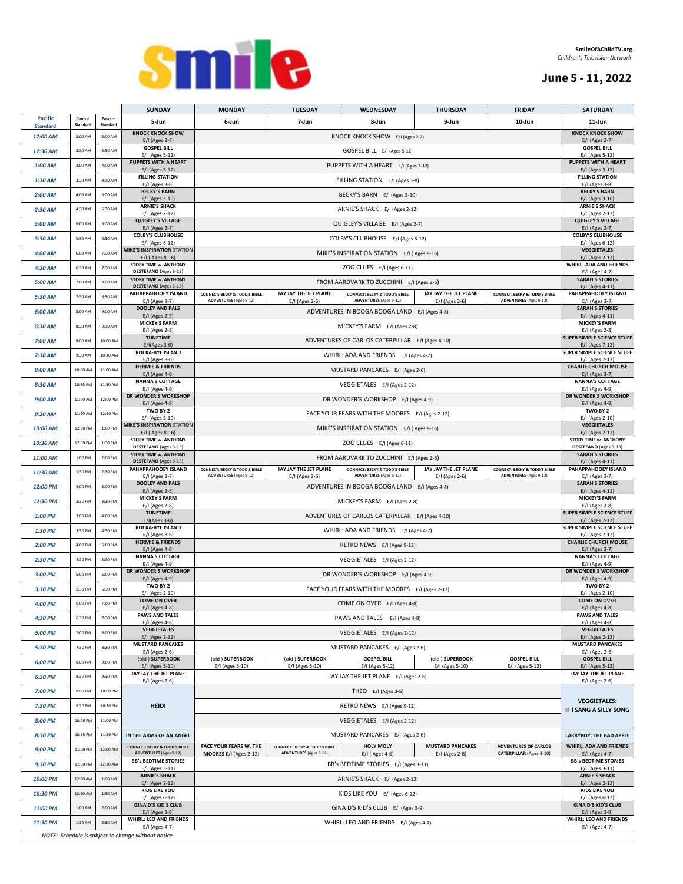**SmileOfAChildTV.org**
*Children's Television Network*

## June 5 - 11, 2022

| Pacific Standard | Central Standard | Eastern Standard | SUNDAY 5-Jun | MONDAY 6-Jun | TUESDAY 7-Jun | WEDNESDAY 8-Jun | THURSDAY 9-Jun | FRIDAY 10-Jun | SATURDAY 11-Jun |
|---|---|---|---|---|---|---|---|---|---|
| 12:00 AM | 2:00 AM | 3:00 AM | KNOCK KNOCK SHOW E/I (Ages 2-7) | KNOCK KNOCK SHOW E/I (Ages 2-7) | | | | | KNOCK KNOCK SHOW E/I (Ages 2-7) |
| 12:30 AM | 2:30 AM | 3:30 AM | GOSPEL BILL E/I (Ages 5-12) | GOSPEL BILL E/I (Ages 5-12) | | | | | GOSPEL BILL E/I (Ages 5-12) |
| 1:00 AM | 3:00 AM | 4:00 AM | PUPPETS WITH A HEART E/I (Ages 3-12) | PUPPETS WITH A HEART E/I (Ages 3-12) | | | | | PUPPETS WITH A HEART E/I (Ages 3-12) |
| 1:30 AM | 3:30 AM | 4:30 AM | FILLING STATION E/I (Ages 3-8) | FILLING STATION E/I (Ages 3-8) | | | | | FILLING STATION E/I (Ages 3-8) |
| 2:00 AM | 4:00 AM | 5:00 AM | BECKY'S BARN E/I (Ages 3-10) | BECKY'S BARN E/I (Ages 3-10) | | | | | BECKY'S BARN E/I (Ages 3-10) |
| 2:30 AM | 4:30 AM | 5:30 AM | ARNIE'S SHACK E/I (Ages 2-12) | ARNIE'S SHACK E/I (Ages 2-12) | | | | | ARNIE'S SHACK E/I (Ages 2-12) |
| 3:00 AM | 5:00 AM | 6:00 AM | QUIGLEY'S VILLAGE E/I (Ages 2-7) | QUIGLEY'S VILLAGE E/I (Ages 2-7) | | | | | QUIGLEY'S VILLAGE E/I (Ages 2-7) |
| 3:30 AM | 5:30 AM | 6:30 AM | COLBY'S CLUBHOUSE E/I (Ages 6-12) | COLBY'S CLUBHOUSE E/I (Ages 6-12) | | | | | COLBY'S CLUBHOUSE E/I (Ages 6-12) |
| 4:00 AM | 6:00 AM | 7:00 AM | MIKE'S INSPIRATION STATION E/I ( Ages 8-16) | MIKE'S INSPIRATION STATION E/I ( Ages 8-16) | | | | | VEGGIETALES E/I (Ages 2-12) |
| 4:30 AM | 6:30 AM | 7:30 AM | STORY TIME w. ANTHONY DESTEFANO (Ages 3-13) | ZOO CLUES E/I (Ages 6-11) | | | | | WHIRL: ADA AND FRIENDS E/I (Ages 4-7) |
| 5:00 AM | 7:00 AM | 8:00 AM | STORY TIME w. ANTHONY DESTEFANO (Ages 3-13) | FROM AARDVARK TO ZUCCHINI E/I (Ages 2-6) | | | | | SARAH'S STORIES E/I (Ages 4-11) |
| 5:30 AM | 7:30 AM | 8:30 AM | PAHAPPAHOOEY ISLAND E/I (Ages 3-7) | CONNECT: BECKY & TODD'S BIBLE ADVENTURES (Ages 9-12) | JAY JAY THE JET PLANE E/I (Ages 2-6) | CONNECT: BECKY & TODD'S BIBLE ADVENTURES (Ages 9-12) | JAY JAY THE JET PLANE E/I (Ages 2-6) | CONNECT: BECKY & TODD'S BIBLE ADVENTURES (Ages 9-12) | PAHAPPAHOOEY ISLAND E/I (Ages 3-7) |
| 6:00 AM | 8:00 AM | 9:00 AM | DOOLEY AND PALS E/I (Ages 2-5) | ADVENTURES IN BOOGA BOOGA LAND E/I (Ages 4-8) | | | | | SARAH'S STORIES E/I (Ages 4-11) |
| 6:30 AM | 8:30 AM | 9:30 AM | MICKEY'S FARM E/I (Ages 2-8) | MICKEY'S FARM E/I (Ages 2-8) | | | | | MICKEY'S FARM E/I (Ages 2-8) |
| 7:00 AM | 9:00 AM | 10:00 AM | TUNETIME E/I(Ages 3-6) | ADVENTURES OF CARLOS CATERPILLAR E/I (Ages 4-10) | | | | | SUPER SIMPLE SCIENCE STUFF E/I (Ages 7-12) |
| 7:30 AM | 9:30 AM | 10:30 AM | ROCKA-BYE ISLAND E/I (Ages 3-6) | WHIRL: ADA AND FRIENDS E/I (Ages 4-7) | | | | | SUPER SIMPLE SCIENCE STUFF E/I (Ages 7-12) |
| 8:00 AM | 10:00 AM | 11:00 AM | HERMIE & FRIENDS E/I (Ages 4-9) | MUSTARD PANCAKES E/I (Ages 2-6) | | | | | CHARLIE CHURCH MOUSE E/I (Ages 3-7) |
| 8:30 AM | 10:30 AM | 11:30 AM | NANNA'S COTTAGE E/I (Ages 4-9) | VEGGIETALES E/I (Ages 2-12) | | | | | NANNA'S COTTAGE E/I (Ages 4-9) |
| 9:00 AM | 11:00 AM | 12:00 PM | DR WONDER'S WORKSHOP E/I (Ages 4-9) | DR WONDER'S WORKSHOP E/I (Ages 4-9) | | | | | DR WONDER'S WORKSHOP E/I (Ages 4-9) |
| 9:30 AM | 11:30 AM | 12:30 PM | TWO BY 2 E/I (Ages 2-10) | FACE YOUR FEARS WITH THE MOORES E/I (Ages 2-12) | | | | | TWO BY 2 E/I (Ages 2-10) |
| 10:00 AM | 12:00 PM | 1:00 PM | MIKE'S INSPIRATION STATION E/I ( Ages 8-16) | MIKE'S INSPIRATION STATION E/I ( Ages 8-16) | | | | | VEGGIETALES E/I (Ages 2-12) |
| 10:30 AM | 12:30 PM | 1:30 PM | STORY TIME w. ANTHONY DESTEFANO (Ages 3-13) | ZOO CLUES E/I (Ages 6-11) | | | | | STORY TIME w. ANTHONY DESTEFANO (Ages 3-13) |
| 11:00 AM | 1:00 PM | 2:00 PM | STORY TIME w. ANTHONY DESTEFANO (Ages 3-13) | FROM AARDVARK TO ZUCCHINI E/I (Ages 2-6) | | | | | SARAH'S STORIES E/I (Ages 4-11) |
| 11:30 AM | 1:30 PM | 2:30 PM | PAHAPPAHOOEY ISLAND E/I (Ages 3-7) | CONNECT: BECKY & TODD'S BIBLE ADVENTURES (Ages 9-12) | JAY JAY THE JET PLANE E/I (Ages 2-6) | CONNECT: BECKY & TODD'S BIBLE ADVENTURES (Ages 9-12) | JAY JAY THE JET PLANE E/I (Ages 2-6) | CONNECT: BECKY & TODD'S BIBLE ADVENTURES (Ages 9-12) | PAHAPPAHOOEY ISLAND E/I (Ages 3-7) |
| 12:00 PM | 2:00 PM | 3:00 PM | DOOLEY AND PALS E/I (Ages 2-5) | ADVENTURES IN BOOGA BOOGA LAND E/I (Ages 4-8) | | | | | SARAH'S STORIES E/I (Ages 4-11) |
| 12:30 PM | 2:30 PM | 3:30 PM | MICKEY'S FARM E/I (Ages 2-8) | MICKEY'S FARM E/I (Ages 2-8) | | | | | MICKEY'S FARM E/I (Ages 2-8) |
| 1:00 PM | 3:00 PM | 4:00 PM | TUNETIME E/I(Ages 3-6) | ADVENTURES OF CARLOS CATERPILLAR E/I (Ages 4-10) | | | | | SUPER SIMPLE SCIENCE STUFF E/I (Ages 7-12) |
| 1:30 PM | 3:30 PM | 4:30 PM | ROCKA-BYE ISLAND E/I (Ages 3-6) | WHIRL: ADA AND FRIENDS E/I (Ages 4-7) | | | | | SUPER SIMPLE SCIENCE STUFF E/I (Ages 7-12) |
| 2:00 PM | 4:00 PM | 5:00 PM | HERMIE & FRIENDS E/I (Ages 4-9) | RETRO NEWS E/I (Ages 9-12) | | | | | CHARLIE CHURCH MOUSE E/I (Ages 3-7) |
| 2:30 PM | 4:30 PM | 5:30 PM | NANNA'S COTTAGE E/I (Ages 4-9) | VEGGIETALES E/I (Ages 2-12) | | | | | NANNA'S COTTAGE E/I (Ages 4-9) |
| 3:00 PM | 5:00 PM | 6:00 PM | DR WONDER'S WORKSHOP E/I (Ages 4-9) | DR WONDER'S WORKSHOP E/I (Ages 4-9) | | | | | DR WONDER'S WORKSHOP E/I (Ages 4-9) |
| 3:30 PM | 5:30 PM | 6:30 PM | TWO BY 2 E/I (Ages 2-10) | FACE YOUR FEARS WITH THE MOORES E/I (Ages 2-12) | | | | | TWO BY 2 E/I (Ages 2-10) |
| 4:00 PM | 6:00 PM | 7:00 PM | COME ON OVER E/I (Ages 4-8) | COME ON OVER E/I (Ages 4-8) | | | | | COME ON OVER E/I (Ages 4-8) |
| 4:30 PM | 6:30 PM | 7:30 PM | PAWS AND TALES E/I (Ages 4-8) | PAWS AND TALES E/I (Ages 4-8) | | | | | PAWS AND TALES E/I (Ages 4-8) |
| 5:00 PM | 7:00 PM | 8:00 PM | VEGGIETALES E/I (Ages 2-12) | VEGGIETALES E/I (Ages 2-12) | | | | | VEGGIETALES E/I (Ages 2-12) |
| 5:30 PM | 7:30 PM | 8:30 PM | MUSTARD PANCAKES E/I (Ages 2-6) | MUSTARD PANCAKES E/I (Ages 2-6) | | | | | MUSTARD PANCAKES E/I (Ages 2-6) |
| 6:00 PM | 8:00 PM | 9:00 PM | (old ) SUPERBOOK E/I (Ages 5-10) | (old ) SUPERBOOK E/I (Ages 5-10) | (old ) SUPERBOOK E/I (Ages 5-10) | GOSPEL BILL E/I (Ages 5-12) | (old ) SUPERBOOK E/I (Ages 5-10) | GOSPEL BILL E/I (Ages 5-12) | GOSPEL BILL E/I (Ages 5-12) |
| 6:30 PM | 8:30 PM | 9:30 PM | JAY JAY THE JET PLANE E/I (Ages 2-6) | JAY JAY THE JET PLANE E/I (Ages 2-6) | | | | | JAY JAY THE JET PLANE E/I (Ages 2-6) |
| 7:00 PM | 9:00 PM | 10:00 PM | HEIDI | THEO E/I (Ages 3-5) | | | | | VEGGIETALES: IF I SANG A SILLY SONG |
| 7:30 PM | 9:30 PM | 10:30 PM | | RETRO NEWS E/I (Ages 9-12) | | | | | |
| 8:00 PM | 10:00 PM | 11:00 PM | | VEGGIETALES E/I (Ages 2-12) | | | | | |
| 8:30 PM | 10:30 PM | 11:30 PM | IN THE ARMS OF AN ANGEL | MUSTARD PANCAKES E/I (Ages 2-6) | | | | | LARRYBOY: THE BAD APPLE |
| 9:00 PM | 11:00 PM | 12:00 AM | CONNECT: BECKY & TODD'S BIBLE ADVENTURES (Ages 9-12) | FACE YOUR FEARS W. THE MOORES E/I (Ages 2-12) | CONNECT: BECKY & TODD'S BIBLE ADVENTURES (Ages 9-12) | HOLY MOLY E/I ( Ages 4-6) | MUSTARD PANCAKES E/I (Ages 2-6) | ADVENTURES OF CARLOS CATERPILLAR (Ages 4-10) | WHIRL: ADA AND FRIENDS E/I (Ages 4-7) |
| 9:30 PM | 11:30 PM | 12:30 AM | BB's BEDTIME STORIES E/I (Ages 3-11) | BB's BEDTIME STORIES E/I (Ages 3-11) | | | | | BB's BEDTIME STORIES E/I (Ages 3-11) |
| 10:00 PM | 12:00 AM | 1:00 AM | ARNIE'S SHACK E/I (Ages 2-12) | ARNIE'S SHACK E/I (Ages 2-12) | | | | | ARNIE'S SHACK E/I (Ages 2-12) |
| 10:30 PM | 12:30 AM | 1:30 AM | KIDS LIKE YOU E/I (Ages 6-12) | KIDS LIKE YOU E/I (Ages 6-12) | | | | | KIDS LIKE YOU E/I (Ages 6-12) |
| 11:00 PM | 1:00 AM | 2:00 AM | GINA D'S KID'S CLUB E/I (Ages 3-9) | GINA D'S KID'S CLUB E/I (Ages 3-9) | | | | | GINA D'S KID'S CLUB E/I (Ages 3-9) |
| 11:30 PM | 1:30 AM | 2:30 AM | WHIRL: LEO AND FRIENDS E/I (Ages 4-7) | WHIRL: LEO AND FRIENDS E/I (Ages 4-7) | | | | | WHIRL: LEO AND FRIENDS E/I (Ages 4-7) |

*NOTE: Schedule is subject to change without notice*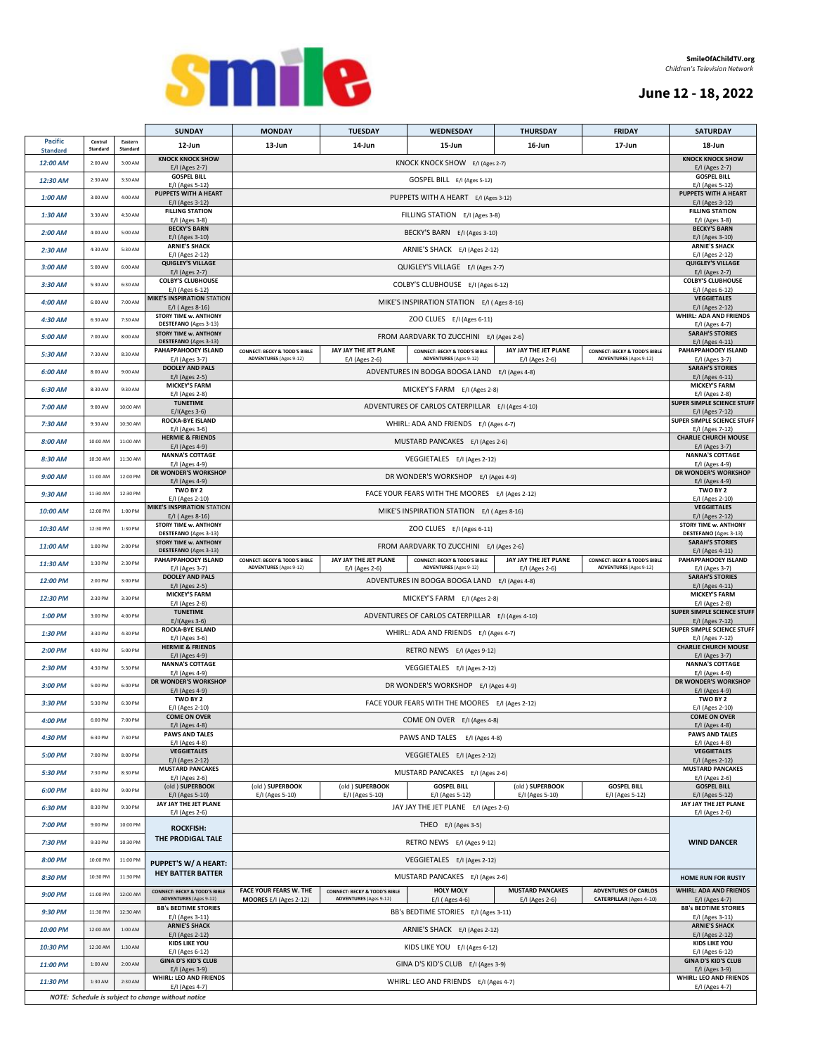**SmileOfAChildTV.org**
*Children's Television Network*

## June 12 - 18, 2022

| Pacific Standard | Central Standard | Eastern Standard | SUNDAY 12-Jun | MONDAY 13-Jun | TUESDAY 14-Jun | WEDNESDAY 15-Jun | THURSDAY 16-Jun | FRIDAY 17-Jun | SATURDAY 18-Jun |
|---|---|---|---|---|---|---|---|---|---|
| 12:00 AM | 2:00 AM | 3:00 AM | KNOCK KNOCK SHOW E/I (Ages 2-7) | KNOCK KNOCK SHOW E/I (Ages 2-7) | | | | | KNOCK KNOCK SHOW E/I (Ages 2-7) |
| 12:30 AM | 2:30 AM | 3:30 AM | GOSPEL BILL E/I (Ages 5-12) | GOSPEL BILL E/I (Ages 5-12) | | | | | GOSPEL BILL E/I (Ages 5-12) |
| 1:00 AM | 3:00 AM | 4:00 AM | PUPPETS WITH A HEART E/I (Ages 3-12) | PUPPETS WITH A HEART E/I (Ages 3-12) | | | | | PUPPETS WITH A HEART E/I (Ages 3-12) |
| 1:30 AM | 3:30 AM | 4:30 AM | FILLING STATION E/I (Ages 3-8) | FILLING STATION E/I (Ages 3-8) | | | | | FILLING STATION E/I (Ages 3-8) |
| 2:00 AM | 4:00 AM | 5:00 AM | BECKY'S BARN E/I (Ages 3-10) | BECKY'S BARN E/I (Ages 3-10) | | | | | BECKY'S BARN E/I (Ages 3-10) |
| 2:30 AM | 4:30 AM | 5:30 AM | ARNIE'S SHACK E/I (Ages 2-12) | ARNIE'S SHACK E/I (Ages 2-12) | | | | | ARNIE'S SHACK E/I (Ages 2-12) |
| 3:00 AM | 5:00 AM | 6:00 AM | QUIGLEY'S VILLAGE E/I (Ages 2-7) | QUIGLEY'S VILLAGE E/I (Ages 2-7) | | | | | QUIGLEY'S VILLAGE E/I (Ages 2-7) |
| 3:30 AM | 5:30 AM | 6:30 AM | COLBY'S CLUBHOUSE E/I (Ages 6-12) | COLBY'S CLUBHOUSE E/I (Ages 6-12) | | | | | COLBY'S CLUBHOUSE E/I (Ages 6-12) |
| 4:00 AM | 6:00 AM | 7:00 AM | MIKE'S INSPIRATION STATION E/I ( Ages 8-16) | MIKE'S INSPIRATION STATION E/I ( Ages 8-16) | | | | | VEGGIETALES E/I (Ages 2-12) |
| 4:30 AM | 6:30 AM | 7:30 AM | STORY TIME w. ANTHONY DESTEFANO (Ages 3-13) | ZOO CLUES E/I (Ages 6-11) | | | | | WHIRL: ADA AND FRIENDS E/I (Ages 4-7) |
| 5:00 AM | 7:00 AM | 8:00 AM | STORY TIME w. ANTHONY DESTEFANO (Ages 3-13) | FROM AARDVARK TO ZUCCHINI E/I (Ages 2-6) | | | | | SARAH'S STORIES E/I (Ages 4-11) |
| 5:30 AM | 7:30 AM | 8:30 AM | PAHAPPAHOOEY ISLAND E/I (Ages 3-7) | CONNECT: BECKY & TODD'S BIBLE ADVENTURES (Ages 9-12) | JAY JAY THE JET PLANE E/I (Ages 2-6) | CONNECT: BECKY & TODD'S BIBLE ADVENTURES (Ages 9-12) | JAY JAY THE JET PLANE E/I (Ages 2-6) | CONNECT: BECKY & TODD'S BIBLE ADVENTURES (Ages 9-12) | PAHAPPAHOOEY ISLAND E/I (Ages 3-7) |
| 6:00 AM | 8:00 AM | 9:00 AM | DOOLEY AND PALS E/I (Ages 2-5) | ADVENTURES IN BOOGA BOOGA LAND E/I (Ages 4-8) | | | | | SARAH'S STORIES E/I (Ages 4-11) |
| 6:30 AM | 8:30 AM | 9:30 AM | MICKEY'S FARM E/I (Ages 2-8) | MICKEY'S FARM E/I (Ages 2-8) | | | | | MICKEY'S FARM E/I (Ages 2-8) |
| 7:00 AM | 9:00 AM | 10:00 AM | TUNETIME E/I(Ages 3-6) | ADVENTURES OF CARLOS CATERPILLAR E/I (Ages 4-10) | | | | | SUPER SIMPLE SCIENCE STUFF E/I (Ages 7-12) |
| 7:30 AM | 9:30 AM | 10:30 AM | ROCKA-BYE ISLAND E/I (Ages 3-6) | WHIRL: ADA AND FRIENDS E/I (Ages 4-7) | | | | | SUPER SIMPLE SCIENCE STUFF E/I (Ages 7-12) |
| 8:00 AM | 10:00 AM | 11:00 AM | HERMIE & FRIENDS E/I (Ages 4-9) | MUSTARD PANCAKES E/I (Ages 2-6) | | | | | CHARLIE CHURCH MOUSE E/I (Ages 3-7) |
| 8:30 AM | 10:30 AM | 11:30 AM | NANNA'S COTTAGE E/I (Ages 4-9) | VEGGIETALES E/I (Ages 2-12) | | | | | NANNA'S COTTAGE E/I (Ages 4-9) |
| 9:00 AM | 11:00 AM | 12:00 PM | DR WONDER'S WORKSHOP E/I (Ages 4-9) | DR WONDER'S WORKSHOP E/I (Ages 4-9) | | | | | DR WONDER'S WORKSHOP E/I (Ages 4-9) |
| 9:30 AM | 11:30 AM | 12:30 PM | TWO BY 2 E/I (Ages 2-10) | FACE YOUR FEARS WITH THE MOORES E/I (Ages 2-12) | | | | | TWO BY 2 E/I (Ages 2-10) |
| 10:00 AM | 12:00 PM | 1:00 PM | MIKE'S INSPIRATION STATION E/I ( Ages 8-16) | MIKE'S INSPIRATION STATION E/I ( Ages 8-16) | | | | | VEGGIETALES E/I (Ages 2-12) |
| 10:30 AM | 12:30 PM | 1:30 PM | STORY TIME w. ANTHONY DESTEFANO (Ages 3-13) | ZOO CLUES E/I (Ages 6-11) | | | | | STORY TIME w. ANTHONY DESTEFANO (Ages 3-13) |
| 11:00 AM | 1:00 PM | 2:00 PM | STORY TIME w. ANTHONY DESTEFANO (Ages 3-13) | FROM AARDVARK TO ZUCCHINI E/I (Ages 2-6) | | | | | SARAH'S STORIES E/I (Ages 4-11) |
| 11:30 AM | 1:30 PM | 2:30 PM | PAHAPPAHOOEY ISLAND E/I (Ages 3-7) | CONNECT: BECKY & TODD'S BIBLE ADVENTURES (Ages 9-12) | JAY JAY THE JET PLANE E/I (Ages 2-6) | CONNECT: BECKY & TODD'S BIBLE ADVENTURES (Ages 9-12) | JAY JAY THE JET PLANE E/I (Ages 2-6) | CONNECT: BECKY & TODD'S BIBLE ADVENTURES (Ages 9-12) | PAHAPPAHOOEY ISLAND E/I (Ages 3-7) |
| 12:00 PM | 2:00 PM | 3:00 PM | DOOLEY AND PALS E/I (Ages 2-5) | ADVENTURES IN BOOGA BOOGA LAND E/I (Ages 4-8) | | | | | SARAH'S STORIES E/I (Ages 4-11) |
| 12:30 PM | 2:30 PM | 3:30 PM | MICKEY'S FARM E/I (Ages 2-8) | MICKEY'S FARM E/I (Ages 2-8) | | | | | MICKEY'S FARM E/I (Ages 2-8) |
| 1:00 PM | 3:00 PM | 4:00 PM | TUNETIME E/I(Ages 3-6) | ADVENTURES OF CARLOS CATERPILLAR E/I (Ages 4-10) | | | | | SUPER SIMPLE SCIENCE STUFF E/I (Ages 7-12) |
| 1:30 PM | 3:30 PM | 4:30 PM | ROCKA-BYE ISLAND E/I (Ages 3-6) | WHIRL: ADA AND FRIENDS E/I (Ages 4-7) | | | | | SUPER SIMPLE SCIENCE STUFF E/I (Ages 7-12) |
| 2:00 PM | 4:00 PM | 5:00 PM | HERMIE & FRIENDS E/I (Ages 4-9) | RETRO NEWS E/I (Ages 9-12) | | | | | CHARLIE CHURCH MOUSE E/I (Ages 3-7) |
| 2:30 PM | 4:30 PM | 5:30 PM | NANNA'S COTTAGE E/I (Ages 4-9) | VEGGIETALES E/I (Ages 2-12) | | | | | NANNA'S COTTAGE E/I (Ages 4-9) |
| 3:00 PM | 5:00 PM | 6:00 PM | DR WONDER'S WORKSHOP E/I (Ages 4-9) | DR WONDER'S WORKSHOP E/I (Ages 4-9) | | | | | DR WONDER'S WORKSHOP E/I (Ages 4-9) |
| 3:30 PM | 5:30 PM | 6:30 PM | TWO BY 2 E/I (Ages 2-10) | FACE YOUR FEARS WITH THE MOORES E/I (Ages 2-12) | | | | | TWO BY 2 E/I (Ages 2-10) |
| 4:00 PM | 6:00 PM | 7:00 PM | COME ON OVER E/I (Ages 4-8) | COME ON OVER E/I (Ages 4-8) | | | | | COME ON OVER E/I (Ages 4-8) |
| 4:30 PM | 6:30 PM | 7:30 PM | PAWS AND TALES E/I (Ages 4-8) | PAWS AND TALES E/I (Ages 4-8) | | | | | PAWS AND TALES E/I (Ages 4-8) |
| 5:00 PM | 7:00 PM | 8:00 PM | VEGGIETALES E/I (Ages 2-12) | VEGGIETALES E/I (Ages 2-12) | | | | | VEGGIETALES E/I (Ages 2-12) |
| 5:30 PM | 7:30 PM | 8:30 PM | MUSTARD PANCAKES E/I (Ages 2-6) | MUSTARD PANCAKES E/I (Ages 2-6) | | | | | MUSTARD PANCAKES E/I (Ages 2-6) |
| 6:00 PM | 8:00 PM | 9:00 PM | (old ) SUPERBOOK E/I (Ages 5-10) | (old ) SUPERBOOK E/I (Ages 5-10) | (old ) SUPERBOOK E/I (Ages 5-10) | GOSPEL BILL E/I (Ages 5-12) | (old ) SUPERBOOK E/I (Ages 5-10) | GOSPEL BILL E/I (Ages 5-12) | GOSPEL BILL E/I (Ages 5-12) |
| 6:30 PM | 8:30 PM | 9:30 PM | JAY JAY THE JET PLANE E/I (Ages 2-6) | JAY JAY THE JET PLANE E/I (Ages 2-6) | | | | | JAY JAY THE JET PLANE E/I (Ages 2-6) |
| 7:00 PM | 9:00 PM | 10:00 PM | ROCKFISH: THE PRODIGAL TALE | THEO E/I (Ages 3-5) | | | | | WIND DANCER |
| 7:30 PM | 9:30 PM | 10:30 PM | | RETRO NEWS E/I (Ages 9-12) | | | | | |
| 8:00 PM | 10:00 PM | 11:00 PM | PUPPET'S W/ A HEART: HEY BATTER BATTER | VEGGIETALES E/I (Ages 2-12) | | | | | |
| 8:30 PM | 10:30 PM | 11:30 PM | | MUSTARD PANCAKES E/I (Ages 2-6) | | | | | HOME RUN FOR RUSTY |
| 9:00 PM | 11:00 PM | 12:00 AM | CONNECT: BECKY & TODD'S BIBLE ADVENTURES (Ages 9-12) | FACE YOUR FEARS W. THE MOORES E/I (Ages 2-12) | CONNECT: BECKY & TODD'S BIBLE ADVENTURES (Ages 9-12) | HOLY MOLY E/I ( Ages 4-6) | MUSTARD PANCAKES E/I (Ages 2-6) | ADVENTURES OF CARLOS CATERPILLAR (Ages 4-10) | WHIRL: ADA AND FRIENDS E/I (Ages 4-7) |
| 9:30 PM | 11:30 PM | 12:30 AM | BB's BEDTIME STORIES E/I (Ages 3-11) | BB's BEDTIME STORIES E/I (Ages 3-11) | | | | | BB's BEDTIME STORIES E/I (Ages 3-11) |
| 10:00 PM | 12:00 AM | 1:00 AM | ARNIE'S SHACK E/I (Ages 2-12) | ARNIE'S SHACK E/I (Ages 2-12) | | | | | ARNIE'S SHACK E/I (Ages 2-12) |
| 10:30 PM | 12:30 AM | 1:30 AM | KIDS LIKE YOU E/I (Ages 6-12) | KIDS LIKE YOU E/I (Ages 6-12) | | | | | KIDS LIKE YOU E/I (Ages 6-12) |
| 11:00 PM | 1:00 AM | 2:00 AM | GINA D'S KID'S CLUB E/I (Ages 3-9) | GINA D'S KID'S CLUB E/I (Ages 3-9) | | | | | GINA D'S KID'S CLUB E/I (Ages 3-9) |
| 11:30 PM | 1:30 AM | 2:30 AM | WHIRL: LEO AND FRIENDS E/I (Ages 4-7) | WHIRL: LEO AND FRIENDS E/I (Ages 4-7) | | | | | WHIRL: LEO AND FRIENDS E/I (Ages 4-7) |

*NOTE: Schedule is subject to change without notice*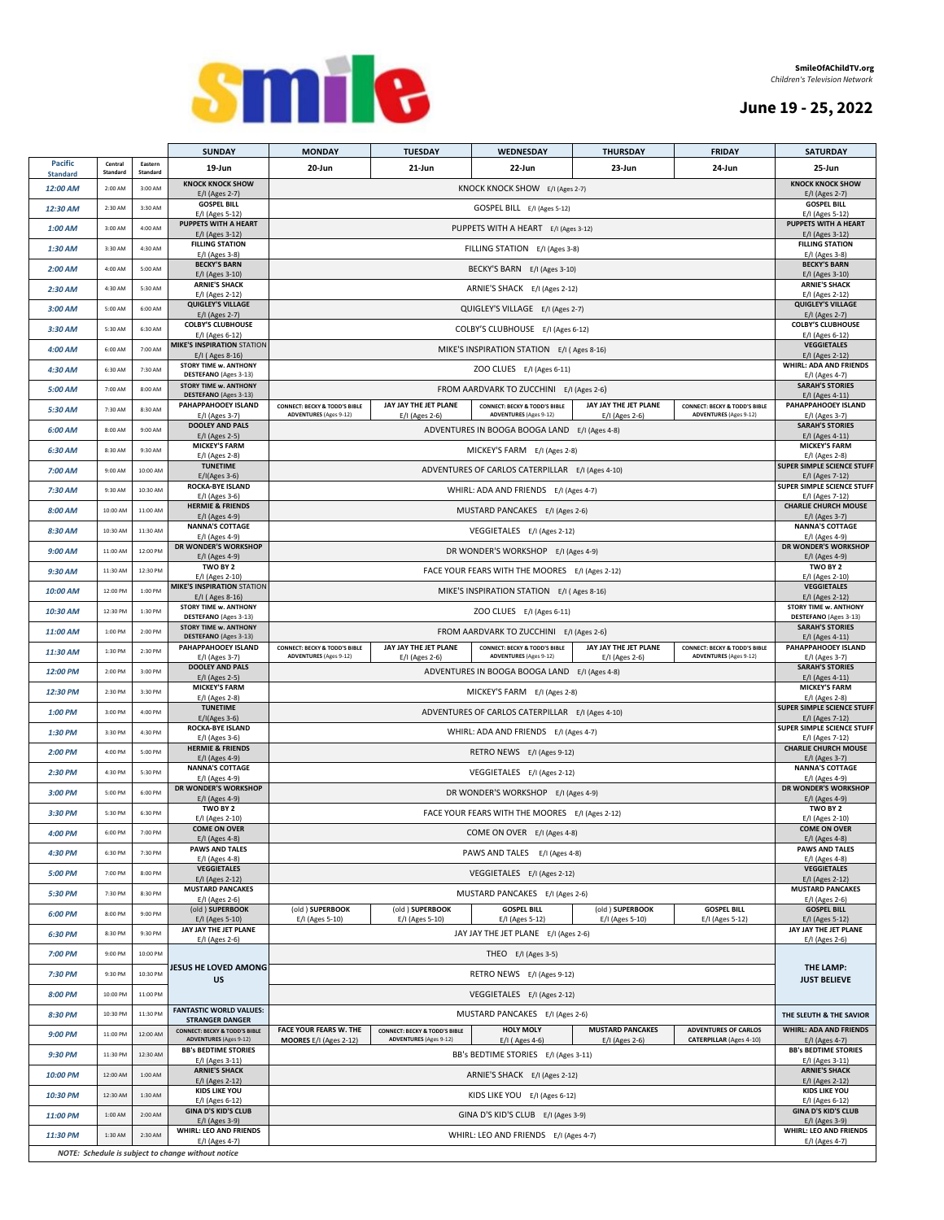smile

SmileOfAChildTV.org
*Children's Television Network*

## June 19 - 25, 2022

| Pacific Standard | Central Standard | Eastern Standard | SUNDAY 19-Jun | MONDAY 20-Jun | TUESDAY 21-Jun | WEDNESDAY 22-Jun | THURSDAY 23-Jun | FRIDAY 24-Jun | SATURDAY 25-Jun |
|---|---|---|---|---|---|---|---|---|---|
| 12:00 AM | 2:00 AM | 3:00 AM | KNOCK KNOCK SHOW E/I (Ages 2-7) | KNOCK KNOCK SHOW E/I (Ages 2-7) | KNOCK KNOCK SHOW E/I (Ages 2-7) | KNOCK KNOCK SHOW E/I (Ages 2-7) | KNOCK KNOCK SHOW E/I (Ages 2-7) | KNOCK KNOCK SHOW E/I (Ages 2-7) | KNOCK KNOCK SHOW E/I (Ages 2-7) |
| 12:30 AM | 2:30 AM | 3:30 AM | GOSPEL BILL E/I (Ages 5-12) | GOSPEL BILL E/I (Ages 5-12) | GOSPEL BILL E/I (Ages 5-12) | GOSPEL BILL E/I (Ages 5-12) | GOSPEL BILL E/I (Ages 5-12) | GOSPEL BILL E/I (Ages 5-12) | GOSPEL BILL E/I (Ages 5-12) |
| 1:00 AM | 3:00 AM | 4:00 AM | PUPPETS WITH A HEART E/I (Ages 3-12) | PUPPETS WITH A HEART E/I (Ages 3-12) | PUPPETS WITH A HEART E/I (Ages 3-12) | PUPPETS WITH A HEART E/I (Ages 3-12) | PUPPETS WITH A HEART E/I (Ages 3-12) | PUPPETS WITH A HEART E/I (Ages 3-12) | PUPPETS WITH A HEART E/I (Ages 3-12) |
| 1:30 AM | 3:30 AM | 4:30 AM | FILLING STATION E/I (Ages 3-8) | FILLING STATION E/I (Ages 3-8) | FILLING STATION E/I (Ages 3-8) | FILLING STATION E/I (Ages 3-8) | FILLING STATION E/I (Ages 3-8) | FILLING STATION E/I (Ages 3-8) | FILLING STATION E/I (Ages 3-8) |
| 2:00 AM | 4:00 AM | 5:00 AM | BECKY'S BARN E/I (Ages 3-10) | BECKY'S BARN E/I (Ages 3-10) | BECKY'S BARN E/I (Ages 3-10) | BECKY'S BARN E/I (Ages 3-10) | BECKY'S BARN E/I (Ages 3-10) | BECKY'S BARN E/I (Ages 3-10) | BECKY'S BARN E/I (Ages 3-10) |
| 2:30 AM | 4:30 AM | 5:30 AM | ARNIE'S SHACK E/I (Ages 2-12) | ARNIE'S SHACK E/I (Ages 2-12) | ARNIE'S SHACK E/I (Ages 2-12) | ARNIE'S SHACK E/I (Ages 2-12) | ARNIE'S SHACK E/I (Ages 2-12) | ARNIE'S SHACK E/I (Ages 2-12) | ARNIE'S SHACK E/I (Ages 2-12) |
| 3:00 AM | 5:00 AM | 6:00 AM | QUIGLEY'S VILLAGE E/I (Ages 2-7) | QUIGLEY'S VILLAGE E/I (Ages 2-7) | QUIGLEY'S VILLAGE E/I (Ages 2-7) | QUIGLEY'S VILLAGE E/I (Ages 2-7) | QUIGLEY'S VILLAGE E/I (Ages 2-7) | QUIGLEY'S VILLAGE E/I (Ages 2-7) | QUIGLEY'S VILLAGE E/I (Ages 2-7) |
| 3:30 AM | 5:30 AM | 6:30 AM | COLBY'S CLUBHOUSE E/I (Ages 6-12) | COLBY'S CLUBHOUSE E/I (Ages 6-12) | COLBY'S CLUBHOUSE E/I (Ages 6-12) | COLBY'S CLUBHOUSE E/I (Ages 6-12) | COLBY'S CLUBHOUSE E/I (Ages 6-12) | COLBY'S CLUBHOUSE E/I (Ages 6-12) | COLBY'S CLUBHOUSE E/I (Ages 6-12) |
| 4:00 AM | 6:00 AM | 7:00 AM | MIKE'S INSPIRATION STATION E/I ( Ages 8-16) | MIKE'S INSPIRATION STATION E/I ( Ages 8-16) | MIKE'S INSPIRATION STATION E/I ( Ages 8-16) | MIKE'S INSPIRATION STATION E/I ( Ages 8-16) | MIKE'S INSPIRATION STATION E/I ( Ages 8-16) | MIKE'S INSPIRATION STATION E/I ( Ages 8-16) | VEGGIETALES E/I (Ages 2-12) |
| 4:30 AM | 6:30 AM | 7:30 AM | STORY TIME w. ANTHONY DESTEFANO (Ages 3-13) | ZOO CLUES E/I (Ages 6-11) | ZOO CLUES E/I (Ages 6-11) | ZOO CLUES E/I (Ages 6-11) | ZOO CLUES E/I (Ages 6-11) | ZOO CLUES E/I (Ages 6-11) | WHIRL: ADA AND FRIENDS E/I (Ages 4-7) |
| 5:00 AM | 7:00 AM | 8:00 AM | STORY TIME w. ANTHONY DESTEFANO (Ages 3-13) | FROM AARDVARK TO ZUCCHINI E/I (Ages 2-6) | FROM AARDVARK TO ZUCCHINI E/I (Ages 2-6) | FROM AARDVARK TO ZUCCHINI E/I (Ages 2-6) | FROM AARDVARK TO ZUCCHINI E/I (Ages 2-6) | FROM AARDVARK TO ZUCCHINI E/I (Ages 2-6) | SARAH'S STORIES E/I (Ages 4-11) |
| 5:30 AM | 7:30 AM | 8:30 AM | PAHAPPAHOOEY ISLAND E/I (Ages 3-7) | CONNECT: BECKY & TODD'S BIBLE ADVENTURES (Ages 9-12) | JAY JAY THE JET PLANE E/I (Ages 2-6) | CONNECT: BECKY & TODD'S BIBLE ADVENTURES (Ages 9-12) | JAY JAY THE JET PLANE E/I (Ages 2-6) | CONNECT: BECKY & TODD'S BIBLE ADVENTURES (Ages 9-12) | PAHAPPAHOOEY ISLAND E/I (Ages 3-7) |
| 6:00 AM | 8:00 AM | 9:00 AM | DOOLEY AND PALS E/I (Ages 2-5) | ADVENTURES IN BOOGA BOOGA LAND E/I (Ages 4-8) | ADVENTURES IN BOOGA BOOGA LAND E/I (Ages 4-8) | ADVENTURES IN BOOGA BOOGA LAND E/I (Ages 4-8) | ADVENTURES IN BOOGA BOOGA LAND E/I (Ages 4-8) | ADVENTURES IN BOOGA BOOGA LAND E/I (Ages 4-8) | SARAH'S STORIES E/I (Ages 4-11) |
| 6:30 AM | 8:30 AM | 9:30 AM | MICKEY'S FARM E/I (Ages 2-8) | MICKEY'S FARM E/I (Ages 2-8) | MICKEY'S FARM E/I (Ages 2-8) | MICKEY'S FARM E/I (Ages 2-8) | MICKEY'S FARM E/I (Ages 2-8) | MICKEY'S FARM E/I (Ages 2-8) | MICKEY'S FARM E/I (Ages 2-8) |
| 7:00 AM | 9:00 AM | 10:00 AM | TUNETIME E/I(Ages 3-6) | ADVENTURES OF CARLOS CATERPILLAR E/I (Ages 4-10) | ADVENTURES OF CARLOS CATERPILLAR E/I (Ages 4-10) | ADVENTURES OF CARLOS CATERPILLAR E/I (Ages 4-10) | ADVENTURES OF CARLOS CATERPILLAR E/I (Ages 4-10) | ADVENTURES OF CARLOS CATERPILLAR E/I (Ages 4-10) | SUPER SIMPLE SCIENCE STUFF E/I (Ages 7-12) |
| 7:30 AM | 9:30 AM | 10:30 AM | ROCKA-BYE ISLAND E/I (Ages 3-6) | WHIRL: ADA AND FRIENDS E/I (Ages 4-7) | WHIRL: ADA AND FRIENDS E/I (Ages 4-7) | WHIRL: ADA AND FRIENDS E/I (Ages 4-7) | WHIRL: ADA AND FRIENDS E/I (Ages 4-7) | WHIRL: ADA AND FRIENDS E/I (Ages 4-7) | SUPER SIMPLE SCIENCE STUFF E/I (Ages 7-12) |
| 8:00 AM | 10:00 AM | 11:00 AM | HERMIE & FRIENDS E/I (Ages 4-9) | MUSTARD PANCAKES E/I (Ages 2-6) | MUSTARD PANCAKES E/I (Ages 2-6) | MUSTARD PANCAKES E/I (Ages 2-6) | MUSTARD PANCAKES E/I (Ages 2-6) | MUSTARD PANCAKES E/I (Ages 2-6) | CHARLIE CHURCH MOUSE E/I (Ages 3-7) |
| 8:30 AM | 10:30 AM | 11:30 AM | NANNA'S COTTAGE E/I (Ages 4-9) | VEGGIETALES E/I (Ages 2-12) | VEGGIETALES E/I (Ages 2-12) | VEGGIETALES E/I (Ages 2-12) | VEGGIETALES E/I (Ages 2-12) | VEGGIETALES E/I (Ages 2-12) | NANNA'S COTTAGE E/I (Ages 4-9) |
| 9:00 AM | 11:00 AM | 12:00 PM | DR WONDER'S WORKSHOP E/I (Ages 4-9) | DR WONDER'S WORKSHOP E/I (Ages 4-9) | DR WONDER'S WORKSHOP E/I (Ages 4-9) | DR WONDER'S WORKSHOP E/I (Ages 4-9) | DR WONDER'S WORKSHOP E/I (Ages 4-9) | DR WONDER'S WORKSHOP E/I (Ages 4-9) | DR WONDER'S WORKSHOP E/I (Ages 4-9) |
| 9:30 AM | 11:30 AM | 12:30 PM | TWO BY 2 E/I (Ages 2-10) | FACE YOUR FEARS WITH THE MOORES E/I (Ages 2-12) | FACE YOUR FEARS WITH THE MOORES E/I (Ages 2-12) | FACE YOUR FEARS WITH THE MOORES E/I (Ages 2-12) | FACE YOUR FEARS WITH THE MOORES E/I (Ages 2-12) | FACE YOUR FEARS WITH THE MOORES E/I (Ages 2-12) | TWO BY 2 E/I (Ages 2-10) |
| 10:00 AM | 12:00 PM | 1:00 PM | MIKE'S INSPIRATION STATION E/I ( Ages 8-16) | MIKE'S INSPIRATION STATION E/I ( Ages 8-16) | MIKE'S INSPIRATION STATION E/I ( Ages 8-16) | MIKE'S INSPIRATION STATION E/I ( Ages 8-16) | MIKE'S INSPIRATION STATION E/I ( Ages 8-16) | MIKE'S INSPIRATION STATION E/I ( Ages 8-16) | VEGGIETALES E/I (Ages 2-12) |
| 10:30 AM | 12:30 PM | 1:30 PM | STORY TIME w. ANTHONY DESTEFANO (Ages 3-13) | ZOO CLUES E/I (Ages 6-11) | ZOO CLUES E/I (Ages 6-11) | ZOO CLUES E/I (Ages 6-11) | ZOO CLUES E/I (Ages 6-11) | ZOO CLUES E/I (Ages 6-11) | STORY TIME w. ANTHONY DESTEFANO (Ages 3-13) |
| 11:00 AM | 1:00 PM | 2:00 PM | STORY TIME w. ANTHONY DESTEFANO (Ages 3-13) | FROM AARDVARK TO ZUCCHINI E/I (Ages 2-6) | FROM AARDVARK TO ZUCCHINI E/I (Ages 2-6) | FROM AARDVARK TO ZUCCHINI E/I (Ages 2-6) | FROM AARDVARK TO ZUCCHINI E/I (Ages 2-6) | FROM AARDVARK TO ZUCCHINI E/I (Ages 2-6) | SARAH'S STORIES E/I (Ages 4-11) |
| 11:30 AM | 1:30 PM | 2:30 PM | PAHAPPAHOOEY ISLAND E/I (Ages 3-7) | CONNECT: BECKY & TODD'S BIBLE ADVENTURES (Ages 9-12) | JAY JAY THE JET PLANE E/I (Ages 2-6) | CONNECT: BECKY & TODD'S BIBLE ADVENTURES (Ages 9-12) | JAY JAY THE JET PLANE E/I (Ages 2-6) | CONNECT: BECKY & TODD'S BIBLE ADVENTURES (Ages 9-12) | PAHAPPAHOOEY ISLAND E/I (Ages 3-7) |
| 12:00 PM | 2:00 PM | 3:00 PM | DOOLEY AND PALS E/I (Ages 2-5) | ADVENTURES IN BOOGA BOOGA LAND E/I (Ages 4-8) | ADVENTURES IN BOOGA BOOGA LAND E/I (Ages 4-8) | ADVENTURES IN BOOGA BOOGA LAND E/I (Ages 4-8) | ADVENTURES IN BOOGA BOOGA LAND E/I (Ages 4-8) | ADVENTURES IN BOOGA BOOGA LAND E/I (Ages 4-8) | SARAH'S STORIES E/I (Ages 4-11) |
| 12:30 PM | 2:30 PM | 3:30 PM | MICKEY'S FARM E/I (Ages 2-8) | MICKEY'S FARM E/I (Ages 2-8) | MICKEY'S FARM E/I (Ages 2-8) | MICKEY'S FARM E/I (Ages 2-8) | MICKEY'S FARM E/I (Ages 2-8) | MICKEY'S FARM E/I (Ages 2-8) | MICKEY'S FARM E/I (Ages 2-8) |
| 1:00 PM | 3:00 PM | 4:00 PM | TUNETIME E/I(Ages 3-6) | ADVENTURES OF CARLOS CATERPILLAR E/I (Ages 4-10) | ADVENTURES OF CARLOS CATERPILLAR E/I (Ages 4-10) | ADVENTURES OF CARLOS CATERPILLAR E/I (Ages 4-10) | ADVENTURES OF CARLOS CATERPILLAR E/I (Ages 4-10) | ADVENTURES OF CARLOS CATERPILLAR E/I (Ages 4-10) | SUPER SIMPLE SCIENCE STUFF E/I (Ages 7-12) |
| 1:30 PM | 3:30 PM | 4:30 PM | ROCKA-BYE ISLAND E/I (Ages 3-6) | WHIRL: ADA AND FRIENDS E/I (Ages 4-7) | WHIRL: ADA AND FRIENDS E/I (Ages 4-7) | WHIRL: ADA AND FRIENDS E/I (Ages 4-7) | WHIRL: ADA AND FRIENDS E/I (Ages 4-7) | WHIRL: ADA AND FRIENDS E/I (Ages 4-7) | SUPER SIMPLE SCIENCE STUFF E/I (Ages 7-12) |
| 2:00 PM | 4:00 PM | 5:00 PM | HERMIE & FRIENDS E/I (Ages 4-9) | RETRO NEWS E/I (Ages 9-12) | RETRO NEWS E/I (Ages 9-12) | RETRO NEWS E/I (Ages 9-12) | RETRO NEWS E/I (Ages 9-12) | RETRO NEWS E/I (Ages 9-12) | CHARLIE CHURCH MOUSE E/I (Ages 3-7) |
| 2:30 PM | 4:30 PM | 5:30 PM | NANNA'S COTTAGE E/I (Ages 4-9) | VEGGIETALES E/I (Ages 2-12) | VEGGIETALES E/I (Ages 2-12) | VEGGIETALES E/I (Ages 2-12) | VEGGIETALES E/I (Ages 2-12) | VEGGIETALES E/I (Ages 2-12) | NANNA'S COTTAGE E/I (Ages 4-9) |
| 3:00 PM | 5:00 PM | 6:00 PM | DR WONDER'S WORKSHOP E/I (Ages 4-9) | DR WONDER'S WORKSHOP E/I (Ages 4-9) | DR WONDER'S WORKSHOP E/I (Ages 4-9) | DR WONDER'S WORKSHOP E/I (Ages 4-9) | DR WONDER'S WORKSHOP E/I (Ages 4-9) | DR WONDER'S WORKSHOP E/I (Ages 4-9) | DR WONDER'S WORKSHOP E/I (Ages 4-9) |
| 3:30 PM | 5:30 PM | 6:30 PM | TWO BY 2 E/I (Ages 2-10) | FACE YOUR FEARS WITH THE MOORES E/I (Ages 2-12) | FACE YOUR FEARS WITH THE MOORES E/I (Ages 2-12) | FACE YOUR FEARS WITH THE MOORES E/I (Ages 2-12) | FACE YOUR FEARS WITH THE MOORES E/I (Ages 2-12) | FACE YOUR FEARS WITH THE MOORES E/I (Ages 2-12) | TWO BY 2 E/I (Ages 2-10) |
| 4:00 PM | 6:00 PM | 7:00 PM | COME ON OVER E/I (Ages 4-8) | COME ON OVER E/I (Ages 4-8) | COME ON OVER E/I (Ages 4-8) | COME ON OVER E/I (Ages 4-8) | COME ON OVER E/I (Ages 4-8) | COME ON OVER E/I (Ages 4-8) | COME ON OVER E/I (Ages 4-8) |
| 4:30 PM | 6:30 PM | 7:30 PM | PAWS AND TALES E/I (Ages 4-8) | PAWS AND TALES E/I (Ages 4-8) | PAWS AND TALES E/I (Ages 4-8) | PAWS AND TALES E/I (Ages 4-8) | PAWS AND TALES E/I (Ages 4-8) | PAWS AND TALES E/I (Ages 4-8) | PAWS AND TALES E/I (Ages 4-8) |
| 5:00 PM | 7:00 PM | 8:00 PM | VEGGIETALES E/I (Ages 2-12) | VEGGIETALES E/I (Ages 2-12) | VEGGIETALES E/I (Ages 2-12) | VEGGIETALES E/I (Ages 2-12) | VEGGIETALES E/I (Ages 2-12) | VEGGIETALES E/I (Ages 2-12) | VEGGIETALES E/I (Ages 2-12) |
| 5:30 PM | 7:30 PM | 8:30 PM | MUSTARD PANCAKES E/I (Ages 2-6) | MUSTARD PANCAKES E/I (Ages 2-6) | MUSTARD PANCAKES E/I (Ages 2-6) | MUSTARD PANCAKES E/I (Ages 2-6) | MUSTARD PANCAKES E/I (Ages 2-6) | MUSTARD PANCAKES E/I (Ages 2-6) | MUSTARD PANCAKES E/I (Ages 2-6) |
| 6:00 PM | 8:00 PM | 9:00 PM | (old ) SUPERBOOK E/I (Ages 5-10) | (old ) SUPERBOOK E/I (Ages 5-10) | (old ) SUPERBOOK E/I (Ages 5-10) | GOSPEL BILL E/I (Ages 5-12) | (old ) SUPERBOOK E/I (Ages 5-10) | GOSPEL BILL E/I (Ages 5-12) | GOSPEL BILL E/I (Ages 5-12) |
| 6:30 PM | 8:30 PM | 9:30 PM | JAY JAY THE JET PLANE E/I (Ages 2-6) | JAY JAY THE JET PLANE E/I (Ages 2-6) | JAY JAY THE JET PLANE E/I (Ages 2-6) | JAY JAY THE JET PLANE E/I (Ages 2-6) | JAY JAY THE JET PLANE E/I (Ages 2-6) | JAY JAY THE JET PLANE E/I (Ages 2-6) | JAY JAY THE JET PLANE E/I (Ages 2-6) |
| 7:00 PM | 9:00 PM | 10:00 PM | JESUS HE LOVED AMONG US | THEO E/I (Ages 3-5) | THEO E/I (Ages 3-5) | THEO E/I (Ages 3-5) | THEO E/I (Ages 3-5) | THEO E/I (Ages 3-5) | THE LAMP: JUST BELIEVE |
| 7:30 PM | 9:30 PM | 10:30 PM | JESUS HE LOVED AMONG US | RETRO NEWS E/I (Ages 9-12) | RETRO NEWS E/I (Ages 9-12) | RETRO NEWS E/I (Ages 9-12) | RETRO NEWS E/I (Ages 9-12) | RETRO NEWS E/I (Ages 9-12) | THE LAMP: JUST BELIEVE |
| 8:00 PM | 10:00 PM | 11:00 PM | JESUS HE LOVED AMONG US | VEGGIETALES E/I (Ages 2-12) | VEGGIETALES E/I (Ages 2-12) | VEGGIETALES E/I (Ages 2-12) | VEGGIETALES E/I (Ages 2-12) | VEGGIETALES E/I (Ages 2-12) | THE LAMP: JUST BELIEVE |
| 8:30 PM | 10:30 PM | 11:30 PM | FANTASTIC WORLD VALUES: STRANGER DANGER | MUSTARD PANCAKES E/I (Ages 2-6) | MUSTARD PANCAKES E/I (Ages 2-6) | MUSTARD PANCAKES E/I (Ages 2-6) | MUSTARD PANCAKES E/I (Ages 2-6) | MUSTARD PANCAKES E/I (Ages 2-6) | THE SLEUTH & THE SAVIOR |
| 9:00 PM | 11:00 PM | 12:00 AM | CONNECT: BECKY & TODD'S BIBLE ADVENTURES (Ages 9-12) | FACE YOUR FEARS W. THE MOORES E/I (Ages 2-12) | CONNECT: BECKY & TODD'S BIBLE ADVENTURES (Ages 9-12) | HOLY MOLY E/I ( Ages 4-6) | MUSTARD PANCAKES E/I (Ages 2-6) | ADVENTURES OF CARLOS CATERPILLAR (Ages 4-10) | WHIRL: ADA AND FRIENDS E/I (Ages 4-7) |
| 9:30 PM | 11:30 PM | 12:30 AM | BB's BEDTIME STORIES E/I (Ages 3-11) | BB's BEDTIME STORIES E/I (Ages 3-11) | BB's BEDTIME STORIES E/I (Ages 3-11) | BB's BEDTIME STORIES E/I (Ages 3-11) | BB's BEDTIME STORIES E/I (Ages 3-11) | BB's BEDTIME STORIES E/I (Ages 3-11) | BB's BEDTIME STORIES E/I (Ages 3-11) |
| 10:00 PM | 12:00 AM | 1:00 AM | ARNIE'S SHACK E/I (Ages 2-12) | ARNIE'S SHACK E/I (Ages 2-12) | ARNIE'S SHACK E/I (Ages 2-12) | ARNIE'S SHACK E/I (Ages 2-12) | ARNIE'S SHACK E/I (Ages 2-12) | ARNIE'S SHACK E/I (Ages 2-12) | ARNIE'S SHACK E/I (Ages 2-12) |
| 10:30 PM | 12:30 AM | 1:30 AM | KIDS LIKE YOU E/I (Ages 6-12) | KIDS LIKE YOU E/I (Ages 6-12) | KIDS LIKE YOU E/I (Ages 6-12) | KIDS LIKE YOU E/I (Ages 6-12) | KIDS LIKE YOU E/I (Ages 6-12) | KIDS LIKE YOU E/I (Ages 6-12) | KIDS LIKE YOU E/I (Ages 6-12) |
| 11:00 PM | 1:00 AM | 2:00 AM | GINA D'S KID'S CLUB E/I (Ages 3-9) | GINA D'S KID'S CLUB E/I (Ages 3-9) | GINA D'S KID'S CLUB E/I (Ages 3-9) | GINA D'S KID'S CLUB E/I (Ages 3-9) | GINA D'S KID'S CLUB E/I (Ages 3-9) | GINA D'S KID'S CLUB E/I (Ages 3-9) | GINA D'S KID'S CLUB E/I (Ages 3-9) |
| 11:30 PM | 1:30 AM | 2:30 AM | WHIRL: LEO AND FRIENDS E/I (Ages 4-7) | WHIRL: LEO AND FRIENDS E/I (Ages 4-7) | WHIRL: LEO AND FRIENDS E/I (Ages 4-7) | WHIRL: LEO AND FRIENDS E/I (Ages 4-7) | WHIRL: LEO AND FRIENDS E/I (Ages 4-7) | WHIRL: LEO AND FRIENDS E/I (Ages 4-7) | WHIRL: LEO AND FRIENDS E/I (Ages 4-7) |

*NOTE: Schedule is subject to change without notice*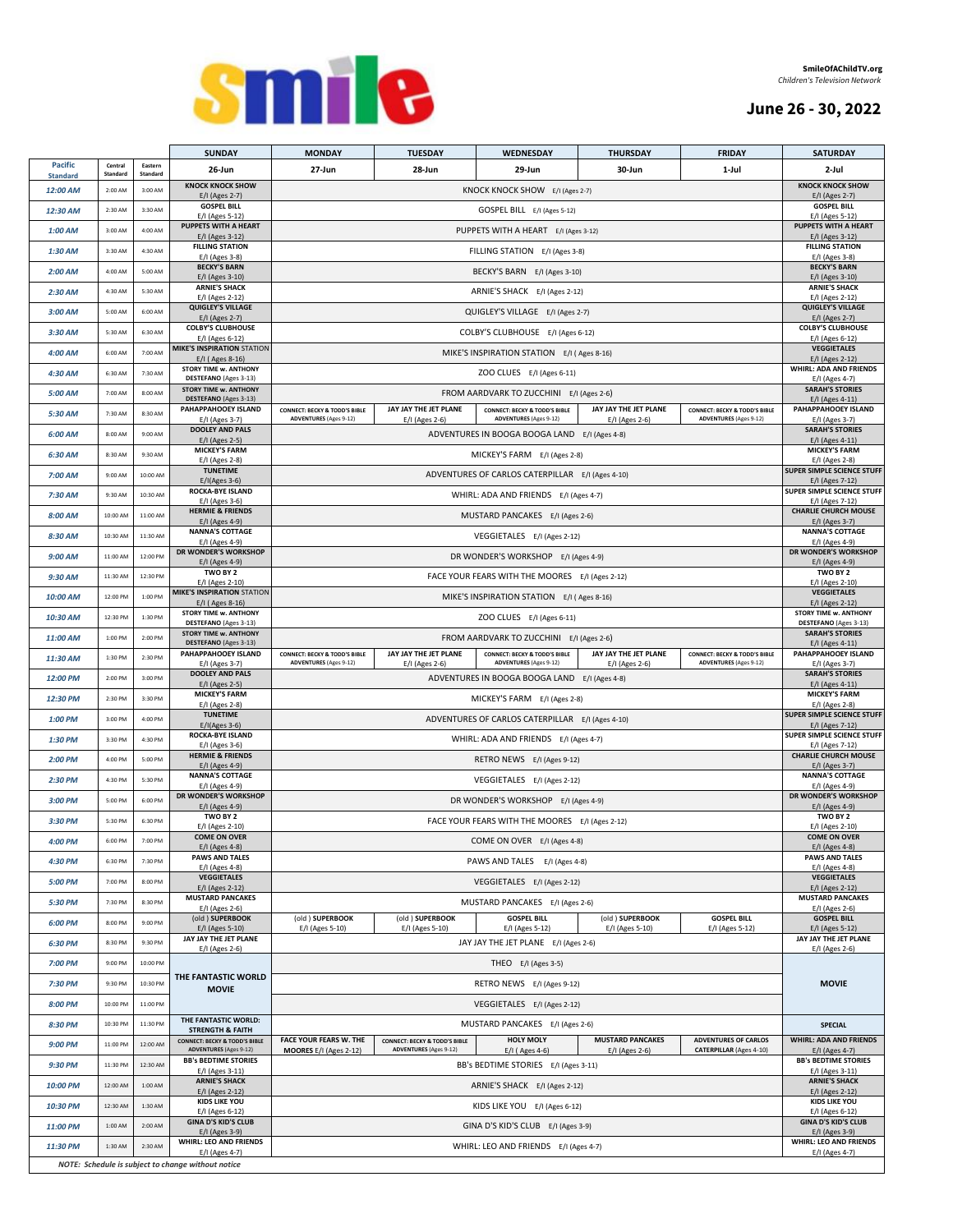# smile

**SmileOfAChildTV.org**
*Children's Television Network*

## June 26 - 30, 2022

| Pacific Standard | Central Standard | Eastern Standard | SUNDAY 26-Jun | MONDAY 27-Jun | TUESDAY 28-Jun | WEDNESDAY 29-Jun | THURSDAY 30-Jun | FRIDAY 1-Jul | SATURDAY 2-Jul |
|---|---|---|---|---|---|---|---|---|---|
| 12:00 AM | 2:00 AM | 3:00 AM | KNOCK KNOCK SHOW E/I (Ages 2-7) | KNOCK KNOCK SHOW E/I (Ages 2-7) | | | | | KNOCK KNOCK SHOW E/I (Ages 2-7) |
| 12:30 AM | 2:30 AM | 3:30 AM | GOSPEL BILL E/I (Ages 5-12) | GOSPEL BILL E/I (Ages 5-12) | | | | | GOSPEL BILL E/I (Ages 5-12) |
| 1:00 AM | 3:00 AM | 4:00 AM | PUPPETS WITH A HEART E/I (Ages 3-12) | PUPPETS WITH A HEART E/I (Ages 3-12) | | | | | PUPPETS WITH A HEART E/I (Ages 3-12) |
| 1:30 AM | 3:30 AM | 4:30 AM | FILLING STATION E/I (Ages 3-8) | FILLING STATION E/I (Ages 3-8) | | | | | FILLING STATION E/I (Ages 3-8) |
| 2:00 AM | 4:00 AM | 5:00 AM | BECKY'S BARN E/I (Ages 3-10) | BECKY'S BARN E/I (Ages 3-10) | | | | | BECKY'S BARN E/I (Ages 3-10) |
| 2:30 AM | 4:30 AM | 5:30 AM | ARNIE'S SHACK E/I (Ages 2-12) | ARNIE'S SHACK E/I (Ages 2-12) | | | | | ARNIE'S SHACK E/I (Ages 2-12) |
| 3:00 AM | 5:00 AM | 6:00 AM | QUIGLEY'S VILLAGE E/I (Ages 2-7) | QUIGLEY'S VILLAGE E/I (Ages 2-7) | | | | | QUIGLEY'S VILLAGE E/I (Ages 2-7) |
| 3:30 AM | 5:30 AM | 6:30 AM | COLBY'S CLUBHOUSE E/I (Ages 6-12) | COLBY'S CLUBHOUSE E/I (Ages 6-12) | | | | | COLBY'S CLUBHOUSE E/I (Ages 6-12) |
| 4:00 AM | 6:00 AM | 7:00 AM | MIKE'S INSPIRATION STATION E/I ( Ages 8-16) | MIKE'S INSPIRATION STATION E/I ( Ages 8-16) | | | | | VEGGIETALES E/I (Ages 2-12) |
| 4:30 AM | 6:30 AM | 7:30 AM | STORY TIME w. ANTHONY DESTEFANO (Ages 3-13) | ZOO CLUES E/I (Ages 6-11) | | | | | WHIRL: ADA AND FRIENDS E/I (Ages 4-7) |
| 5:00 AM | 7:00 AM | 8:00 AM | STORY TIME w. ANTHONY DESTEFANO (Ages 3-13) | FROM AARDVARK TO ZUCCHINI E/I (Ages 2-6) | | | | | SARAH'S STORIES E/I (Ages 4-11) |
| 5:30 AM | 7:30 AM | 8:30 AM | PAHAPPAHOOEY ISLAND E/I (Ages 3-7) | CONNECT: BECKY & TODD'S BIBLE ADVENTURES (Ages 9-12) | JAY JAY THE JET PLANE E/I (Ages 2-6) | CONNECT: BECKY & TODD'S BIBLE ADVENTURES (Ages 9-12) | JAY JAY THE JET PLANE E/I (Ages 2-6) | CONNECT: BECKY & TODD'S BIBLE ADVENTURES (Ages 9-12) | PAHAPPAHOOEY ISLAND E/I (Ages 3-7) |
| 6:00 AM | 8:00 AM | 9:00 AM | DOOLEY AND PALS E/I (Ages 2-5) | ADVENTURES IN BOOGA BOOGA LAND E/I (Ages 4-8) | | | | | SARAH'S STORIES E/I (Ages 4-11) |
| 6:30 AM | 8:30 AM | 9:30 AM | MICKEY'S FARM E/I (Ages 2-8) | MICKEY'S FARM E/I (Ages 2-8) | | | | | MICKEY'S FARM E/I (Ages 2-8) |
| 7:00 AM | 9:00 AM | 10:00 AM | TUNETIME E/I(Ages 3-6) | ADVENTURES OF CARLOS CATERPILLAR E/I (Ages 4-10) | | | | | SUPER SIMPLE SCIENCE STUFF E/I (Ages 7-12) |
| 7:30 AM | 9:30 AM | 10:30 AM | ROCKA-BYE ISLAND E/I (Ages 3-6) | WHIRL: ADA AND FRIENDS E/I (Ages 4-7) | | | | | SUPER SIMPLE SCIENCE STUFF E/I (Ages 7-12) |
| 8:00 AM | 10:00 AM | 11:00 AM | HERMIE & FRIENDS E/I (Ages 4-9) | MUSTARD PANCAKES E/I (Ages 2-6) | | | | | CHARLIE CHURCH MOUSE E/I (Ages 3-7) |
| 8:30 AM | 10:30 AM | 11:30 AM | NANNA'S COTTAGE E/I (Ages 4-9) | VEGGIETALES E/I (Ages 2-12) | | | | | NANNA'S COTTAGE E/I (Ages 4-9) |
| 9:00 AM | 11:00 AM | 12:00 PM | DR WONDER'S WORKSHOP E/I (Ages 4-9) | DR WONDER'S WORKSHOP E/I (Ages 4-9) | | | | | DR WONDER'S WORKSHOP E/I (Ages 4-9) |
| 9:30 AM | 11:30 AM | 12:30 PM | TWO BY 2 E/I (Ages 2-10) | FACE YOUR FEARS WITH THE MOORES E/I (Ages 2-12) | | | | | TWO BY 2 E/I (Ages 2-10) |
| 10:00 AM | 12:00 PM | 1:00 PM | MIKE'S INSPIRATION STATION E/I ( Ages 8-16) | MIKE'S INSPIRATION STATION E/I ( Ages 8-16) | | | | | VEGGIETALES E/I (Ages 2-12) |
| 10:30 AM | 12:30 PM | 1:30 PM | STORY TIME w. ANTHONY DESTEFANO (Ages 3-13) | ZOO CLUES E/I (Ages 6-11) | | | | | STORY TIME w. ANTHONY DESTEFANO (Ages 3-13) |
| 11:00 AM | 1:00 PM | 2:00 PM | STORY TIME w. ANTHONY DESTEFANO (Ages 3-13) | FROM AARDVARK TO ZUCCHINI E/I (Ages 2-6) | | | | | SARAH'S STORIES E/I (Ages 4-11) |
| 11:30 AM | 1:30 PM | 2:30 PM | PAHAPPAHOOEY ISLAND E/I (Ages 3-7) | CONNECT: BECKY & TODD'S BIBLE ADVENTURES (Ages 9-12) | JAY JAY THE JET PLANE E/I (Ages 2-6) | CONNECT: BECKY & TODD'S BIBLE ADVENTURES (Ages 9-12) | JAY JAY THE JET PLANE E/I (Ages 2-6) | CONNECT: BECKY & TODD'S BIBLE ADVENTURES (Ages 9-12) | PAHAPPAHOOEY ISLAND E/I (Ages 3-7) |
| 12:00 PM | 2:00 PM | 3:00 PM | DOOLEY AND PALS E/I (Ages 2-5) | ADVENTURES IN BOOGA BOOGA LAND E/I (Ages 4-8) | | | | | SARAH'S STORIES E/I (Ages 4-11) |
| 12:30 PM | 2:30 PM | 3:30 PM | MICKEY'S FARM E/I (Ages 2-8) | MICKEY'S FARM E/I (Ages 2-8) | | | | | MICKEY'S FARM E/I (Ages 2-8) |
| 1:00 PM | 3:00 PM | 4:00 PM | TUNETIME E/I(Ages 3-6) | ADVENTURES OF CARLOS CATERPILLAR E/I (Ages 4-10) | | | | | SUPER SIMPLE SCIENCE STUFF E/I (Ages 7-12) |
| 1:30 PM | 3:30 PM | 4:30 PM | ROCKA-BYE ISLAND E/I (Ages 3-6) | WHIRL: ADA AND FRIENDS E/I (Ages 4-7) | | | | | SUPER SIMPLE SCIENCE STUFF E/I (Ages 7-12) |
| 2:00 PM | 4:00 PM | 5:00 PM | HERMIE & FRIENDS E/I (Ages 4-9) | RETRO NEWS E/I (Ages 9-12) | | | | | CHARLIE CHURCH MOUSE E/I (Ages 3-7) |
| 2:30 PM | 4:30 PM | 5:30 PM | NANNA'S COTTAGE E/I (Ages 4-9) | VEGGIETALES E/I (Ages 2-12) | | | | | NANNA'S COTTAGE E/I (Ages 4-9) |
| 3:00 PM | 5:00 PM | 6:00 PM | DR WONDER'S WORKSHOP E/I (Ages 4-9) | DR WONDER'S WORKSHOP E/I (Ages 4-9) | | | | | DR WONDER'S WORKSHOP E/I (Ages 4-9) |
| 3:30 PM | 5:30 PM | 6:30 PM | TWO BY 2 E/I (Ages 2-10) | FACE YOUR FEARS WITH THE MOORES E/I (Ages 2-12) | | | | | TWO BY 2 E/I (Ages 2-10) |
| 4:00 PM | 6:00 PM | 7:00 PM | COME ON OVER E/I (Ages 4-8) | COME ON OVER E/I (Ages 4-8) | | | | | COME ON OVER E/I (Ages 4-8) |
| 4:30 PM | 6:30 PM | 7:30 PM | PAWS AND TALES E/I (Ages 4-8) | PAWS AND TALES E/I (Ages 4-8) | | | | | PAWS AND TALES E/I (Ages 4-8) |
| 5:00 PM | 7:00 PM | 8:00 PM | VEGGIETALES E/I (Ages 2-12) | VEGGIETALES E/I (Ages 2-12) | | | | | VEGGIETALES E/I (Ages 2-12) |
| 5:30 PM | 7:30 PM | 8:30 PM | MUSTARD PANCAKES E/I (Ages 2-6) | MUSTARD PANCAKES E/I (Ages 2-6) | | | | | MUSTARD PANCAKES E/I (Ages 2-6) |
| 6:00 PM | 8:00 PM | 9:00 PM | (old ) SUPERBOOK E/I (Ages 5-10) | (old ) SUPERBOOK E/I (Ages 5-10) | (old ) SUPERBOOK E/I (Ages 5-10) | GOSPEL BILL E/I (Ages 5-12) | (old ) SUPERBOOK E/I (Ages 5-10) | GOSPEL BILL E/I (Ages 5-12) | GOSPEL BILL E/I (Ages 5-12) |
| 6:30 PM | 8:30 PM | 9:30 PM | JAY JAY THE JET PLANE E/I (Ages 2-6) | JAY JAY THE JET PLANE E/I (Ages 2-6) | | | | | JAY JAY THE JET PLANE E/I (Ages 2-6) |
| 7:00 PM | 9:00 PM | 10:00 PM | THE FANTASTIC WORLD MOVIE | THEO E/I (Ages 3-5) | | | | | MOVIE |
| 7:30 PM | 9:30 PM | 10:30 PM | | RETRO NEWS E/I (Ages 9-12) | | | | | |
| 8:00 PM | 10:00 PM | 11:00 PM | | VEGGIETALES E/I (Ages 2-12) | | | | | |
| 8:30 PM | 10:30 PM | 11:30 PM | THE FANTASTIC WORLD: STRENGTH & FAITH | MUSTARD PANCAKES E/I (Ages 2-6) | | | | | SPECIAL |
| 9:00 PM | 11:00 PM | 12:00 AM | CONNECT: BECKY & TODD'S BIBLE ADVENTURES (Ages 9-12) | FACE YOUR FEARS W. THE MOORES E/I (Ages 2-12) | CONNECT: BECKY & TODD'S BIBLE ADVENTURES (Ages 9-12) | HOLY MOLY E/I ( Ages 4-6) | MUSTARD PANCAKES E/I (Ages 2-6) | ADVENTURES OF CARLOS CATERPILLAR (Ages 4-10) | WHIRL: ADA AND FRIENDS E/I (Ages 4-7) |
| 9:30 PM | 11:30 PM | 12:30 AM | BB's BEDTIME STORIES E/I (Ages 3-11) | BB's BEDTIME STORIES E/I (Ages 3-11) | | | | | BB's BEDTIME STORIES E/I (Ages 3-11) |
| 10:00 PM | 12:00 AM | 1:00 AM | ARNIE'S SHACK E/I (Ages 2-12) | ARNIE'S SHACK E/I (Ages 2-12) | | | | | ARNIE'S SHACK E/I (Ages 2-12) |
| 10:30 PM | 12:30 AM | 1:30 AM | KIDS LIKE YOU E/I (Ages 6-12) | KIDS LIKE YOU E/I (Ages 6-12) | | | | | KIDS LIKE YOU E/I (Ages 6-12) |
| 11:00 PM | 1:00 AM | 2:00 AM | GINA D'S KID'S CLUB E/I (Ages 3-9) | GINA D'S KID'S CLUB E/I (Ages 3-9) | | | | | GINA D'S KID'S CLUB E/I (Ages 3-9) |
| 11:30 PM | 1:30 AM | 2:30 AM | WHIRL: LEO AND FRIENDS E/I (Ages 4-7) | WHIRL: LEO AND FRIENDS E/I (Ages 4-7) | | | | | WHIRL: LEO AND FRIENDS E/I (Ages 4-7) |

*NOTE: Schedule is subject to change without notice*